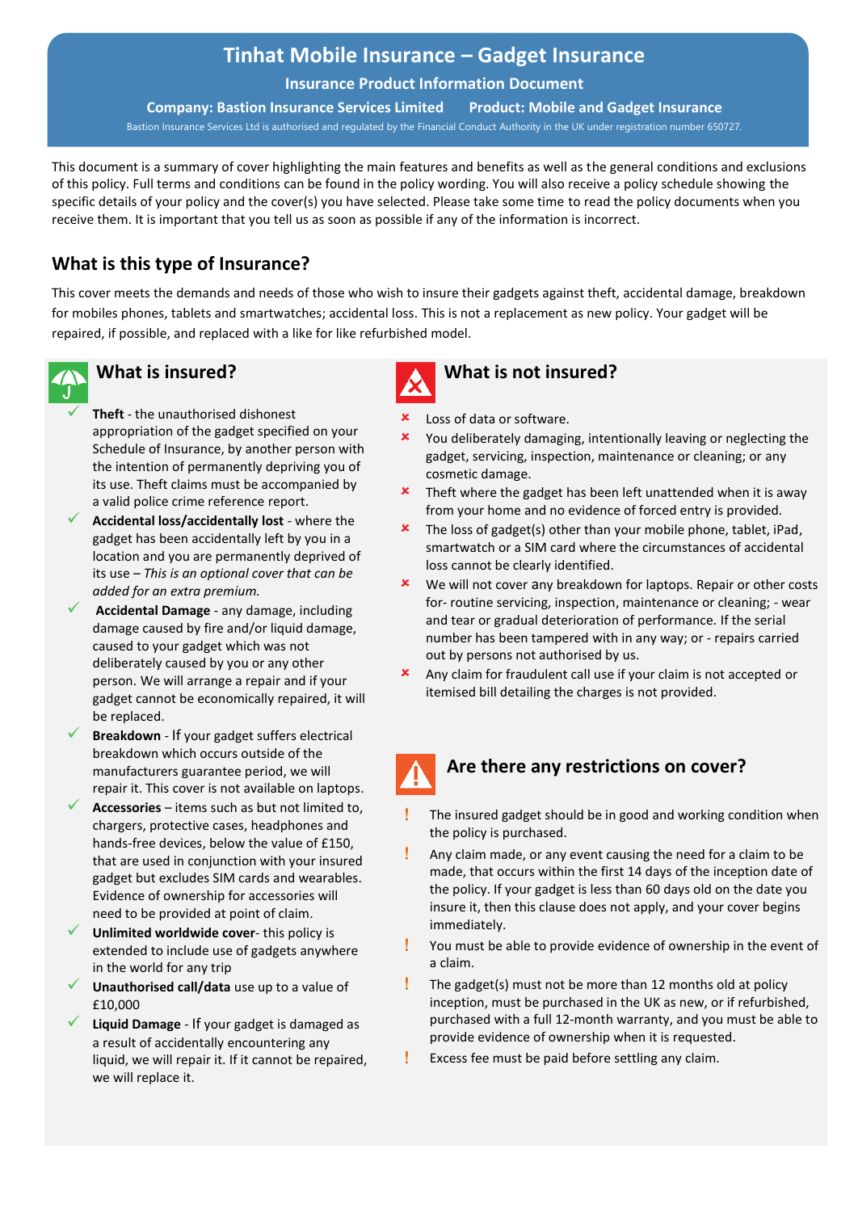# Tinhat Mobile Insurance – Gadget Insurance

**Insurance Product Information Document**

**Company: Bastion Insurance Services Limited** **Product: Mobile and Gadget Insurance**

Bastion Insurance Services Ltd is authorised and regulated by the Financial Conduct Authority in the UK under registration number 650727.

This document is a summary of cover highlighting the main features and benefits as well as the general conditions and exclusions of this policy. Full terms and conditions can be found in the policy wording. You will also receive a policy schedule showing the specific details of your policy and the cover(s) you have selected. Please take some time to read the policy documents when you receive them. It is important that you tell us as soon as possible if any of the information is incorrect.

## What is this type of Insurance?

This cover meets the demands and needs of those who wish to insure their gadgets against theft, accidental damage, breakdown for mobiles phones, tablets and smartwatches; accidental loss. This is not a replacement as new policy. Your gadget will be repaired, if possible, and replaced with a like for like refurbished model.

## What is insured?

- ✓ **Theft** - the unauthorised dishonest appropriation of the gadget specified on your Schedule of Insurance, by another person with the intention of permanently depriving you of its use. Theft claims must be accompanied by a valid police crime reference report.
- ✓ **Accidental loss/accidentally lost** - where the gadget has been accidentally left by you in a location and you are permanently deprived of its use – *This is an optional cover that can be added for an extra premium.*
- ✓ **Accidental Damage** - any damage, including damage caused by fire and/or liquid damage, caused to your gadget which was not deliberately caused by you or any other person. We will arrange a repair and if your gadget cannot be economically repaired, it will be replaced.
- ✓ **Breakdown** - If your gadget suffers electrical breakdown which occurs outside of the manufacturers guarantee period, we will repair it. This cover is not available on laptops.
- ✓ **Accessories** – items such as but not limited to, chargers, protective cases, headphones and hands-free devices, below the value of £150, that are used in conjunction with your insured gadget but excludes SIM cards and wearables. Evidence of ownership for accessories will need to be provided at point of claim.
- ✓ **Unlimited worldwide cover**- this policy is extended to include use of gadgets anywhere in the world for any trip
- ✓ **Unauthorised call/data** use up to a value of £10,000
- ✓ **Liquid Damage** - If your gadget is damaged as a result of accidentally encountering any liquid, we will repair it. If it cannot be repaired, we will replace it.

## What is not insured?

- ✗ Loss of data or software.
- ✗ You deliberately damaging, intentionally leaving or neglecting the gadget, servicing, inspection, maintenance or cleaning; or any cosmetic damage.
- ✗ Theft where the gadget has been left unattended when it is away from your home and no evidence of forced entry is provided.
- ✗ The loss of gadget(s) other than your mobile phone, tablet, iPad, smartwatch or a SIM card where the circumstances of accidental loss cannot be clearly identified.
- ✗ We will not cover any breakdown for laptops. Repair or other costs for- routine servicing, inspection, maintenance or cleaning; - wear and tear or gradual deterioration of performance. If the serial number has been tampered with in any way; or - repairs carried out by persons not authorised by us.
- ✗ Any claim for fraudulent call use if your claim is not accepted or itemised bill detailing the charges is not provided.

## Are there any restrictions on cover?

- ! The insured gadget should be in good and working condition when the policy is purchased.
- ! Any claim made, or any event causing the need for a claim to be made, that occurs within the first 14 days of the inception date of the policy. If your gadget is less than 60 days old on the date you insure it, then this clause does not apply, and your cover begins immediately.
- ! You must be able to provide evidence of ownership in the event of a claim.
- ! The gadget(s) must not be more than 12 months old at policy inception, must be purchased in the UK as new, or if refurbished, purchased with a full 12-month warranty, and you must be able to provide evidence of ownership when it is requested.
- ! Excess fee must be paid before settling any claim.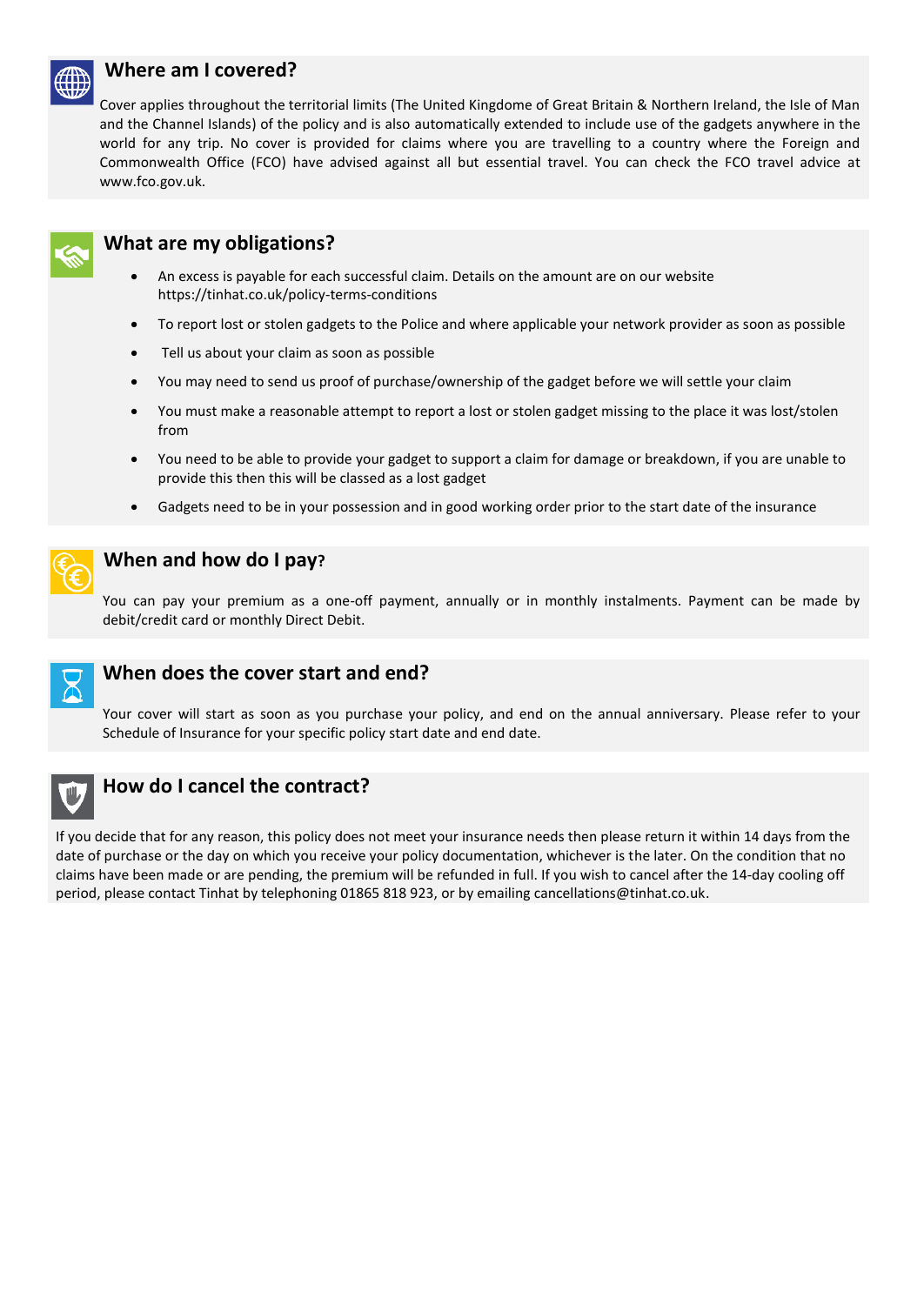## Where am I covered?

Cover applies throughout the territorial limits (The United Kingdome of Great Britain & Northern Ireland, the Isle of Man and the Channel Islands) of the policy and is also automatically extended to include use of the gadgets anywhere in the world for any trip. No cover is provided for claims where you are travelling to a country where the Foreign and Commonwealth Office (FCO) have advised against all but essential travel. You can check the FCO travel advice at www.fco.gov.uk.

## What are my obligations?

- An excess is payable for each successful claim. Details on the amount are on our website https://tinhat.co.uk/policy-terms-conditions
- To report lost or stolen gadgets to the Police and where applicable your network provider as soon as possible
- Tell us about your claim as soon as possible
- You may need to send us proof of purchase/ownership of the gadget before we will settle your claim
- You must make a reasonable attempt to report a lost or stolen gadget missing to the place it was lost/stolen from
- You need to be able to provide your gadget to support a claim for damage or breakdown, if you are unable to provide this then this will be classed as a lost gadget
- Gadgets need to be in your possession and in good working order prior to the start date of the insurance

## When and how do I pay?

You can pay your premium as a one-off payment, annually or in monthly instalments. Payment can be made by debit/credit card or monthly Direct Debit.

## When does the cover start and end?

Your cover will start as soon as you purchase your policy, and end on the annual anniversary. Please refer to your Schedule of Insurance for your specific policy start date and end date.

## How do I cancel the contract?

If you decide that for any reason, this policy does not meet your insurance needs then please return it within 14 days from the date of purchase or the day on which you receive your policy documentation, whichever is the later. On the condition that no claims have been made or are pending, the premium will be refunded in full. If you wish to cancel after the 14-day cooling off period, please contact Tinhat by telephoning 01865 818 923, or by emailing cancellations@tinhat.co.uk.